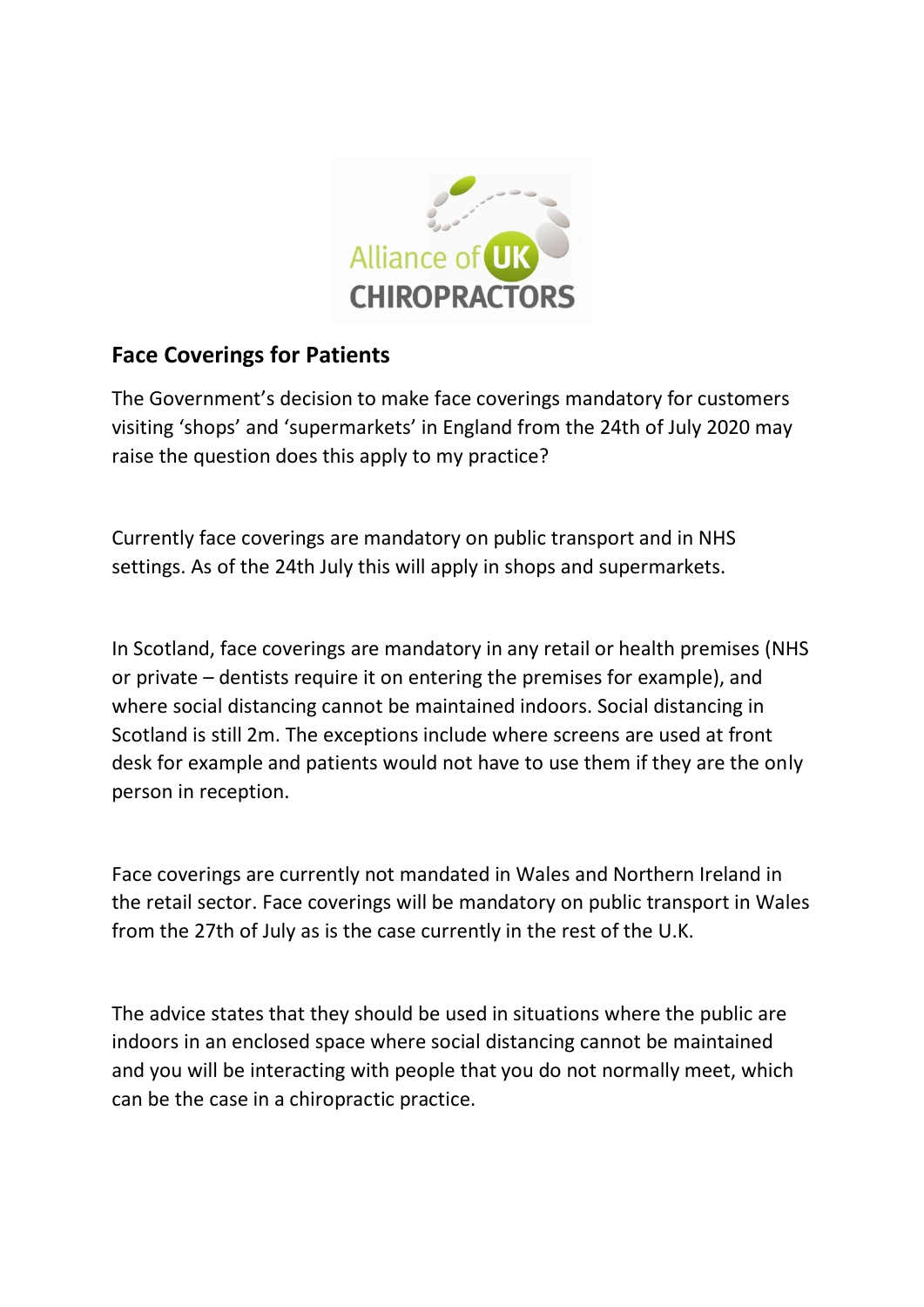## Face Coverings for Patients

The Government's decision to make face coverings mandatory for customers visiting 'shops' and 'supermarkets' in England from the 24th of July 2020 may raise the question does this apply to my practice?

Currently face coverings are mandatory on public transport and in NHS settings. As of the 24th July this will apply in shops and supermarkets.

In Scotland, face coverings are mandatory in any retail or health premises (NHS or private – dentists require it on entering the premises for example), and where social distancing cannot be maintained indoors. Social distancing in Scotland is still 2m. The exceptions include where screens are used at front desk for example and patients would not have to use them if they are the only person in reception.

Face coverings are currently not mandated in Wales and Northern Ireland in the retail sector. Face coverings will be mandatory on public transport in Wales from the 27th of July as is the case currently in the rest of the U.K.

The advice states that they should be used in situations where the public are indoors in an enclosed space where social distancing cannot be maintained and you will be interacting with people that you do not normally meet, which can be the case in a chiropractic practice.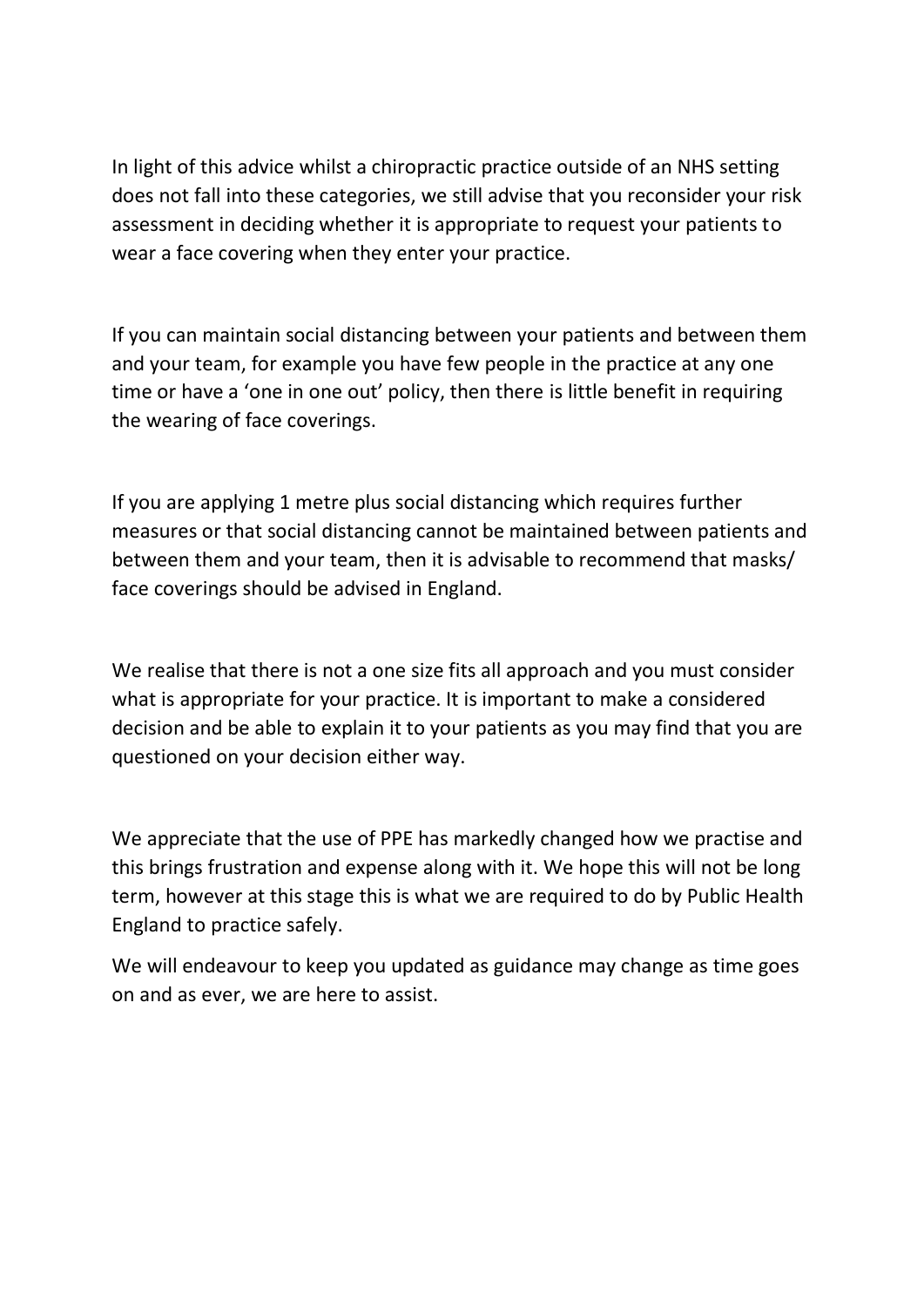In light of this advice whilst a chiropractic practice outside of an NHS setting does not fall into these categories, we still advise that you reconsider your risk assessment in deciding whether it is appropriate to request your patients to wear a face covering when they enter your practice.

If you can maintain social distancing between your patients and between them and your team, for example you have few people in the practice at any one time or have a 'one in one out' policy, then there is little benefit in requiring the wearing of face coverings.

If you are applying 1 metre plus social distancing which requires further measures or that social distancing cannot be maintained between patients and between them and your team, then it is advisable to recommend that masks/ face coverings should be advised in England.

We realise that there is not a one size fits all approach and you must consider what is appropriate for your practice. It is important to make a considered decision and be able to explain it to your patients as you may find that you are questioned on your decision either way.

We appreciate that the use of PPE has markedly changed how we practise and this brings frustration and expense along with it. We hope this will not be long term, however at this stage this is what we are required to do by Public Health England to practice safely.

We will endeavour to keep you updated as guidance may change as time goes on and as ever, we are here to assist.